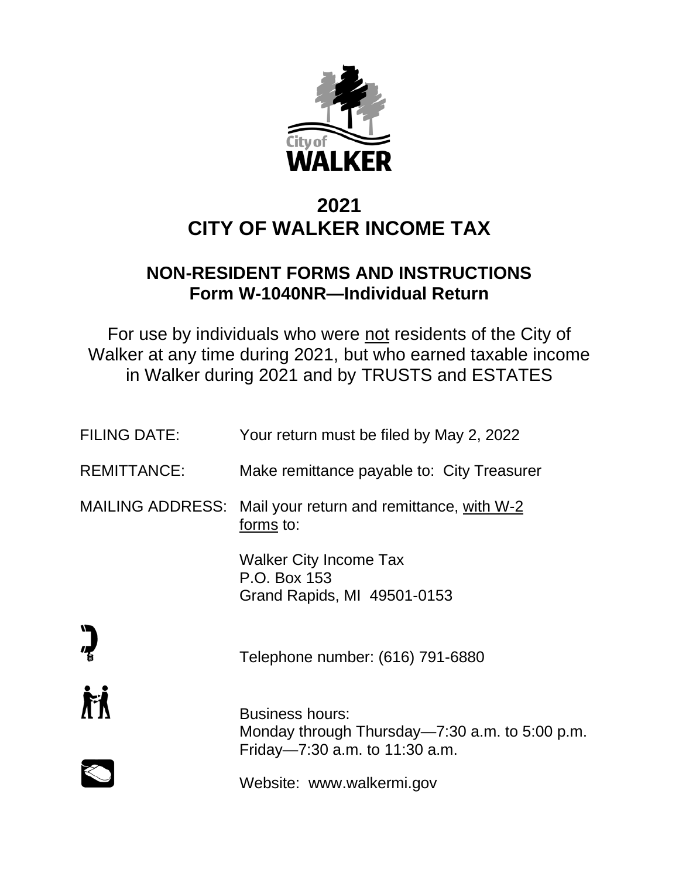City of WALKER

# 2021
# CITY OF WALKER INCOME TAX

## NON-RESIDENT FORMS AND INSTRUCTIONS
## Form W-1040NR—Individual Return

For use by individuals who were not residents of the City of Walker at any time during 2021, but who earned taxable income in Walker during 2021 and by TRUSTS and ESTATES

FILING DATE: Your return must be filed by May 2, 2022

REMITTANCE: Make remittance payable to: City Treasurer

MAILING ADDRESS: Mail your return and remittance, with W-2 forms to:

Walker City Income Tax
P.O. Box 153
Grand Rapids, MI 49501-0153

Telephone number: (616) 791-6880

Business hours:
Monday through Thursday—7:30 a.m. to 5:00 p.m.
Friday—7:30 a.m. to 11:30 a.m.

Website: www.walkermi.gov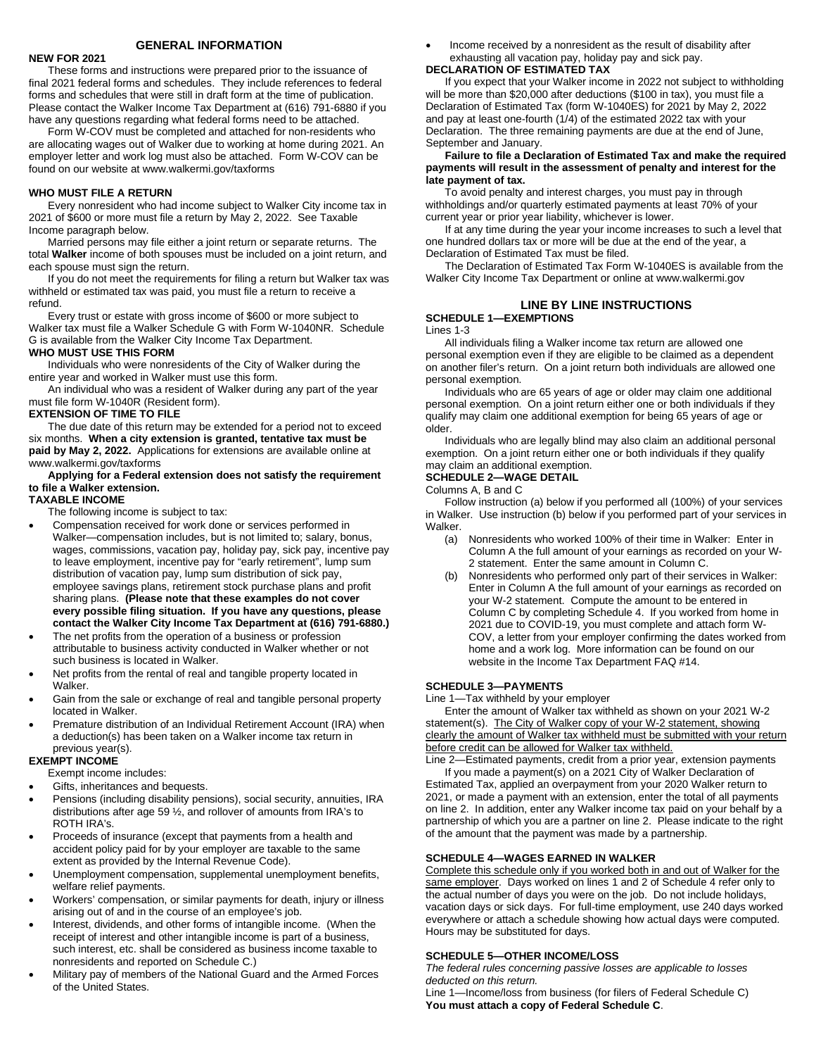## GENERAL INFORMATION

**NEW FOR 2021**

These forms and instructions were prepared prior to the issuance of final 2021 federal forms and schedules. They include references to federal forms and schedules that were still in draft form at the time of publication. Please contact the Walker Income Tax Department at (616) 791-6880 if you have any questions regarding what federal forms need to be attached.

Form W-COV must be completed and attached for non-residents who are allocating wages out of Walker due to working at home during 2021. An employer letter and work log must also be attached. Form W-COV can be found on our website at www.walkermi.gov/taxforms

**WHO MUST FILE A RETURN**

Every nonresident who had income subject to Walker City income tax in 2021 of $600 or more must file a return by May 2, 2022. See Taxable Income paragraph below.

Married persons may file either a joint return or separate returns. The total **Walker** income of both spouses must be included on a joint return, and each spouse must sign the return.

If you do not meet the requirements for filing a return but Walker tax was withheld or estimated tax was paid, you must file a return to receive a refund.

Every trust or estate with gross income of $600 or more subject to Walker tax must file a Walker Schedule G with Form W-1040NR. Schedule G is available from the Walker City Income Tax Department.

**WHO MUST USE THIS FORM**

Individuals who were nonresidents of the City of Walker during the entire year and worked in Walker must use this form.

An individual who was a resident of Walker during any part of the year must file form W-1040R (Resident form).

**EXTENSION OF TIME TO FILE**

The due date of this return may be extended for a period not to exceed six months. **When a city extension is granted, tentative tax must be paid by May 2, 2022.** Applications for extensions are available online at www.walkermi.gov/taxforms

**Applying for a Federal extension does not satisfy the requirement to file a Walker extension.**

**TAXABLE INCOME**

The following income is subject to tax:

- Compensation received for work done or services performed in Walker—compensation includes, but is not limited to; salary, bonus, wages, commissions, vacation pay, holiday pay, sick pay, incentive pay to leave employment, incentive pay for "early retirement", lump sum distribution of vacation pay, lump sum distribution of sick pay, employee savings plans, retirement stock purchase plans and profit sharing plans. **(Please note that these examples do not cover every possible filing situation. If you have any questions, please contact the Walker City Income Tax Department at (616) 791-6880.)**
- The net profits from the operation of a business or profession attributable to business activity conducted in Walker whether or not such business is located in Walker.
- Net profits from the rental of real and tangible property located in Walker.
- Gain from the sale or exchange of real and tangible personal property located in Walker.
- Premature distribution of an Individual Retirement Account (IRA) when a deduction(s) has been taken on a Walker income tax return in previous year(s).

**EXEMPT INCOME**

Exempt income includes:

- Gifts, inheritances and bequests.
- Pensions (including disability pensions), social security, annuities, IRA distributions after age 59 ½, and rollover of amounts from IRA's to ROTH IRA's.
- Proceeds of insurance (except that payments from a health and accident policy paid for by your employer are taxable to the same extent as provided by the Internal Revenue Code).
- Unemployment compensation, supplemental unemployment benefits, welfare relief payments.
- Workers' compensation, or similar payments for death, injury or illness arising out of and in the course of an employee's job.
- Interest, dividends, and other forms of intangible income. (When the receipt of interest and other intangible income is part of a business, such interest, etc. shall be considered as business income taxable to nonresidents and reported on Schedule C.)
- Military pay of members of the National Guard and the Armed Forces of the United States.
- Income received by a nonresident as the result of disability after exhausting all vacation pay, holiday pay and sick pay.

**DECLARATION OF ESTIMATED TAX**

If you expect that your Walker income in 2022 not subject to withholding will be more than $20,000 after deductions ($100 in tax), you must file a Declaration of Estimated Tax (form W-1040ES) for 2021 by May 2, 2022 and pay at least one-fourth (1/4) of the estimated 2022 tax with your Declaration. The three remaining payments are due at the end of June, September and January.

**Failure to file a Declaration of Estimated Tax and make the required payments will result in the assessment of penalty and interest for the late payment of tax.**

To avoid penalty and interest charges, you must pay in through withholdings and/or quarterly estimated payments at least 70% of your current year or prior year liability, whichever is lower.

If at any time during the year your income increases to such a level that one hundred dollars tax or more will be due at the end of the year, a Declaration of Estimated Tax must be filed.

The Declaration of Estimated Tax Form W-1040ES is available from the Walker City Income Tax Department or online at www.walkermi.gov

## LINE BY LINE INSTRUCTIONS

**SCHEDULE 1—EXEMPTIONS**

Lines 1-3

All individuals filing a Walker income tax return are allowed one personal exemption even if they are eligible to be claimed as a dependent on another filer's return. On a joint return both individuals are allowed one personal exemption.

Individuals who are 65 years of age or older may claim one additional personal exemption. On a joint return either one or both individuals if they qualify may claim one additional exemption for being 65 years of age or older.

Individuals who are legally blind may also claim an additional personal exemption. On a joint return either one or both individuals if they qualify may claim an additional exemption.

**SCHEDULE 2—WAGE DETAIL**

Columns A, B and C

Follow instruction (a) below if you performed all (100%) of your services in Walker. Use instruction (b) below if you performed part of your services in Walker.

(a) Nonresidents who worked 100% of their time in Walker: Enter in Column A the full amount of your earnings as recorded on your W-2 statement. Enter the same amount in Column C.

(b) Nonresidents who performed only part of their services in Walker: Enter in Column A the full amount of your earnings as recorded on your W-2 statement. Compute the amount to be entered in Column C by completing Schedule 4. If you worked from home in 2021 due to COVID-19, you must complete and attach form W-COV, a letter from your employer confirming the dates worked from home and a work log. More information can be found on our website in the Income Tax Department FAQ #14.

**SCHEDULE 3—PAYMENTS**

Line 1—Tax withheld by your employer

Enter the amount of Walker tax withheld as shown on your 2021 W-2 statement(s). <u>The City of Walker copy of your W-2 statement, showing clearly the amount of Walker tax withheld must be submitted with your return before credit can be allowed for Walker tax withheld.</u>

Line 2—Estimated payments, credit from a prior year, extension payments

If you made a payment(s) on a 2021 City of Walker Declaration of Estimated Tax, applied an overpayment from your 2020 Walker return to 2021, or made a payment with an extension, enter the total of all payments on line 2. In addition, enter any Walker income tax paid on your behalf by a partnership of which you are a partner on line 2. Please indicate to the right of the amount that the payment was made by a partnership.

**SCHEDULE 4—WAGES EARNED IN WALKER**

<u>Complete this schedule only if you worked both in and out of Walker for the same employer</u>. Days worked on lines 1 and 2 of Schedule 4 refer only to the actual number of days you were on the job. Do not include holidays, vacation days or sick days. For full-time employment, use 240 days worked everywhere or attach a schedule showing how actual days were computed. Hours may be substituted for days.

**SCHEDULE 5—OTHER INCOME/LOSS**

*The federal rules concerning passive losses are applicable to losses deducted on this return.*

Line 1—Income/loss from business (for filers of Federal Schedule C)
**You must attach a copy of Federal Schedule C**.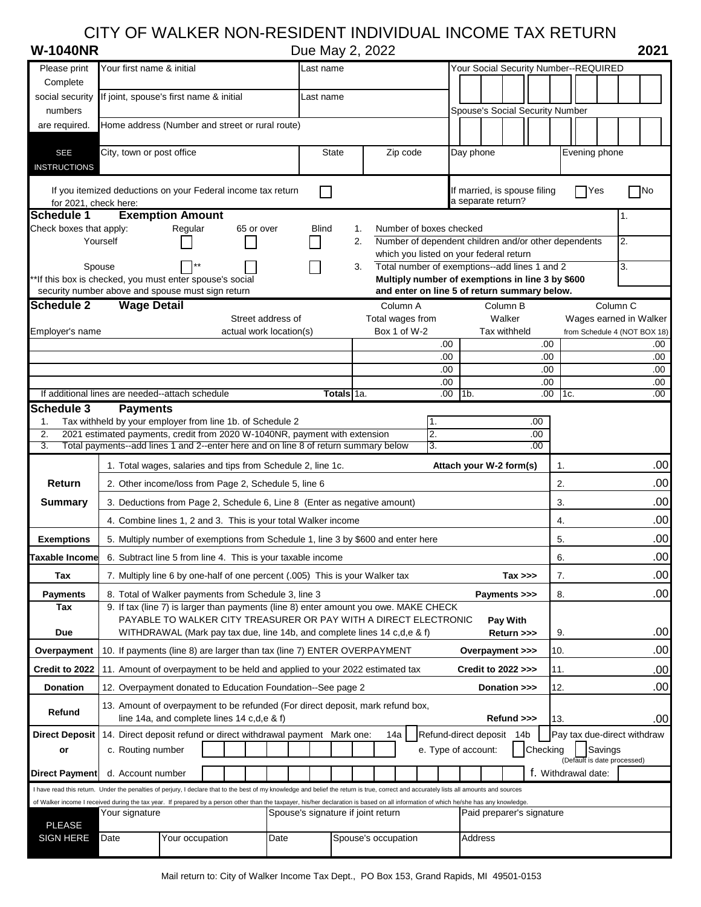# CITY OF WALKER NON-RESIDENT INDIVIDUAL INCOME TAX RETURN

**W-1040NR** — Due May 2, 2022 — **2021**

| Please print Complete social security numbers are required. | Your first name & initial | Last name | Your Social Security Number--REQUIRED |
|---|---|---|---|
| | If joint, spouse's first name & initial | Last name | Spouse's Social Security Number |
| | Home address (Number and street or rural route) | | |
| SEE INSTRUCTIONS | City, town or post office | State / Zip code | Day phone / Evening phone |

If you itemized deductions on your Federal income tax return for 2021, check here: ☐

If married, is spouse filing a separate return? ☐ Yes ☐ No

## Schedule 1 Exemption Amount

Check boxes that apply:

| | Regular | 65 or over | Blind |
|---|---|---|---|
| Yourself | ☐ | ☐ | ☐ |
| Spouse | ☐ ** | ☐ | ☐ |

**If this box is checked, you must enter spouse's social security number above and spouse must sign return

1. Number of boxes checked — 1.
2. Number of dependent children and/or other dependents which you listed on your federal return — 2.
3. Total number of exemptions--add lines 1 and 2 — 3.

**Multiply number of exemptions in line 3 by $600 and enter on line 5 of return summary below.**

## Schedule 2 Wage Detail

| Employer's name | Street address of actual work location(s) | Column A Total wages from Box 1 of W-2 | Column B Walker Tax withheld | Column C Wages earned in Walker from Schedule 4 (NOT BOX 18) |
|---|---|---|---|---|
| | | .00 | .00 | .00 |
| | | .00 | .00 | .00 |
| | | .00 | .00 | .00 |
| | | .00 | .00 | .00 |
| If additional lines are needed--attach schedule | **Totals** | 1a. .00 | 1b. .00 | 1c. .00 |

## Schedule 3 Payments

| | | |
|---|---|---|
| 1. | Tax withheld by your employer from line 1b. of Schedule 2 | 1. .00 |
| 2. | 2021 estimated payments, credit from 2020 W-1040NR, payment with extension | 2. .00 |
| 3. | Total payments--add lines 1 and 2--enter here and on line 8 of return summary below | 3. .00 |

| | | | |
|---|---|---|---|
| **Return Summary** | 1. Total wages, salaries and tips from Schedule 2, line 1c. **Attach your W-2 form(s)** | 1. | .00 |
| | 2. Other income/loss from Page 2, Schedule 5, line 6 | 2. | .00 |
| | 3. Deductions from Page 2, Schedule 6, Line 8 (Enter as negative amount) | 3. | .00 |
| | 4. Combine lines 1, 2 and 3. This is your total Walker income | 4. | .00 |
| **Exemptions** | 5. Multiply number of exemptions from Schedule 1, line 3 by $600 and enter here | 5. | .00 |
| **Taxable Income** | 6. Subtract line 5 from line 4. This is your taxable income | 6. | .00 |
| **Tax** | 7. Multiply line 6 by one-half of one percent (.005) This is your Walker tax **Tax >>>** | 7. | .00 |
| **Payments** | 8. Total of Walker payments from Schedule 3, line 3 **Payments >>>** | 8. | .00 |
| **Tax Due** | 9. If tax (line 7) is larger than payments (line 8) enter amount you owe. MAKE CHECK PAYABLE TO WALKER CITY TREASURER OR PAY WITH A DIRECT ELECTRONIC WITHDRAWAL (Mark pay tax due, line 14b, and complete lines 14 c,d,e & f) **Pay With Return >>>** | 9. | .00 |
| **Overpayment** | 10. If payments (line 8) are larger than tax (line 7) ENTER OVERPAYMENT **Overpayment >>>** | 10. | .00 |
| **Credit to 2022** | 11. Amount of overpayment to be held and applied to your 2022 estimated tax **Credit to 2022 >>>** | 11. | .00 |
| **Donation** | 12. Overpayment donated to Education Foundation--See page 2 **Donation >>>** | 12. | .00 |
| **Refund** | 13. Amount of overpayment to be refunded (For direct deposit, mark refund box, line 14a, and complete lines 14 c,d,e & f) **Refund >>>** | 13. | .00 |

**Direct Deposit or Direct Payment**

14. Direct deposit refund or direct withdrawal payment Mark one: 14a ☐ Refund-direct deposit 14b ☐ Pay tax due-direct withdraw

c. Routing number ________ e. Type of account: ☐ Checking ☐ Savings (Default is date processed)

d. Account number ________ f. Withdrawal date: ________

I have read this return. Under the penalties of perjury, I declare that to the best of my knowledge and belief the return is true, correct and accurately lists all amounts and sources of Walker income I received during the tax year. If prepared by a person other than the taxpayer, his/her declaration is based on all information of which he/she has any knowledge.

| PLEASE SIGN HERE | Your signature | | Spouse's signature if joint return | | Paid preparer's signature |
|---|---|---|---|---|---|
| | Date | Your occupation | Date | Spouse's occupation | Address |

Mail return to: City of Walker Income Tax Dept., PO Box 153, Grand Rapids, MI 49501-0153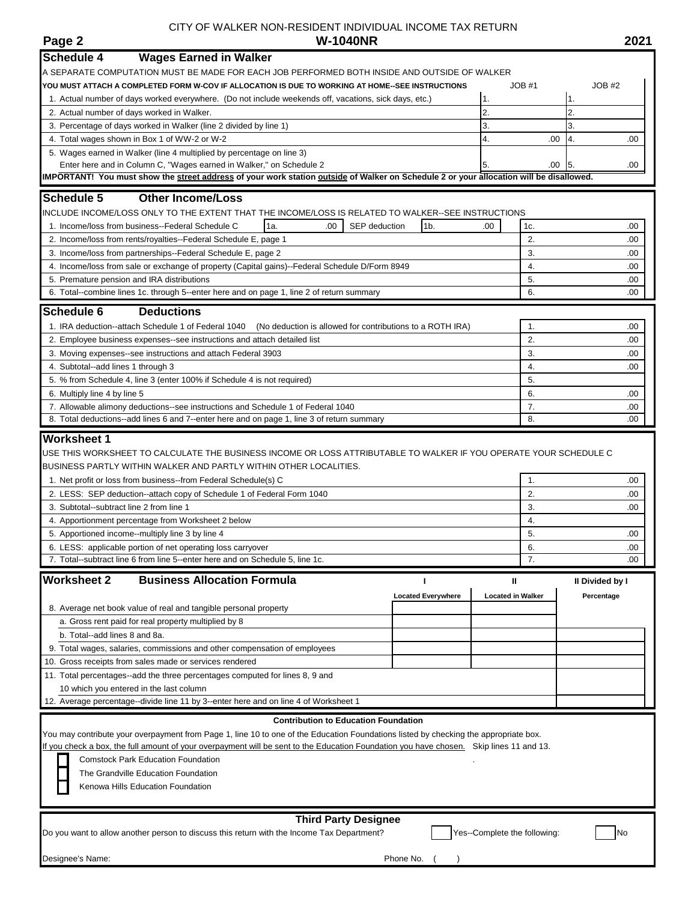CITY OF WALKER NON-RESIDENT INDIVIDUAL INCOME TAX RETURN

**W-1040NR** **2021**

## Schedule 4 Wages Earned in Walker

A SEPARATE COMPUTATION MUST BE MADE FOR EACH JOB PERFORMED BOTH INSIDE AND OUTSIDE OF WALKER

**YOU MUST ATTACH A COMPLETED FORM W-COV IF ALLOCATION IS DUE TO WORKING AT HOME--SEE INSTRUCTIONS**

| | JOB #1 | JOB #2 |
|---|---|---|
| 1. Actual number of days worked everywhere. (Do not include weekends off, vacations, sick days, etc.) | 1. | 1. |
| 2. Actual number of days worked in Walker. | 2. | 2. |
| 3. Percentage of days worked in Walker (line 2 divided by line 1) | 3. | 3. |
| 4. Total wages shown in Box 1 of WW-2 or W-2 | 4. .00 | 4. .00 |
| 5. Wages earned in Walker (line 4 multiplied by percentage on line 3) Enter here and in Column C, "Wages earned in Walker," on Schedule 2 | 5. .00 | 5. .00 |

**IMPORTANT! You must show the street address of your work station outside of Walker on Schedule 2 or your allocation will be disallowed.**

## Schedule 5 Other Income/Loss

INCLUDE INCOME/LOSS ONLY TO THE EXTENT THAT THE INCOME/LOSS IS RELATED TO WALKER--SEE INSTRUCTIONS

| | | |
|---|---|---|
| 1. Income/loss from business--Federal Schedule C 1a. .00 SEP deduction 1b. .00 | 1c. | .00 |
| 2. Income/loss from rents/royalties--Federal Schedule E, page 1 | 2. | .00 |
| 3. Income/loss from partnerships--Federal Schedule E, page 2 | 3. | .00 |
| 4. Income/loss from sale or exchange of property (Capital gains)--Federal Schedule D/Form 8949 | 4. | .00 |
| 5. Premature pension and IRA distributions | 5. | .00 |
| 6. Total--combine lines 1c. through 5--enter here and on page 1, line 2 of return summary | 6. | .00 |

## Schedule 6 Deductions

| | | |
|---|---|---|
| 1. IRA deduction--attach Schedule 1 of Federal 1040 (No deduction is allowed for contributions to a ROTH IRA) | 1. | .00 |
| 2. Employee business expenses--see instructions and attach detailed list | 2. | .00 |
| 3. Moving expenses--see instructions and attach Federal 3903 | 3. | .00 |
| 4. Subtotal--add lines 1 through 3 | 4. | .00 |
| 5. % from Schedule 4, line 3 (enter 100% if Schedule 4 is not required) | 5. | |
| 6. Multiply line 4 by line 5 | 6. | .00 |
| 7. Allowable alimony deductions--see instructions and Schedule 1 of Federal 1040 | 7. | .00 |
| 8. Total deductions--add lines 6 and 7--enter here and on page 1, line 3 of return summary | 8. | .00 |

## Worksheet 1

USE THIS WORKSHEET TO CALCULATE THE BUSINESS INCOME OR LOSS ATTRIBUTABLE TO WALKER IF YOU OPERATE YOUR SCHEDULE C BUSINESS PARTLY WITHIN WALKER AND PARTLY WITHIN OTHER LOCALITIES.

| | | |
|---|---|---|
| 1. Net profit or loss from business--from Federal Schedule(s) C | 1. | .00 |
| 2. LESS: SEP deduction--attach copy of Schedule 1 of Federal Form 1040 | 2. | .00 |
| 3. Subtotal--subtract line 2 from line 1 | 3. | .00 |
| 4. Apportionment percentage from Worksheet 2 below | 4. | |
| 5. Apportioned income--multiply line 3 by line 4 | 5. | .00 |
| 6. LESS: applicable portion of net operating loss carryover | 6. | .00 |
| 7. Total--subtract line 6 from line 5--enter here and on Schedule 5, line 1c. | 7. | .00 |

## Worksheet 2 Business Allocation Formula

| | I Located Everywhere | II Located in Walker | II Divided by I Percentage |
|---|---|---|---|
| 8. Average net book value of real and tangible personal property | | | |
| a. Gross rent paid for real property multiplied by 8 | | | |
| b. Total--add lines 8 and 8a. | | | |
| 9. Total wages, salaries, commissions and other compensation of employees | | | |
| 10. Gross receipts from sales made or services rendered | | | |
| 11. Total percentages--add the three percentages computed for lines 8, 9 and 10 which you entered in the last column | | | |
| 12. Average percentage--divide line 11 by 3--enter here and on line 4 of Worksheet 1 | | | |

**Contribution to Education Foundation**

You may contribute your overpayment from Page 1, line 10 to one of the Education Foundations listed by checking the appropriate box.

If you check a box, the full amount of your overpayment will be sent to the Education Foundation you have chosen. Skip lines 11 and 13.

- ☐ Comstock Park Education Foundation
- ☐ The Grandville Education Foundation
- ☐ Kenowa Hills Education Foundation

**Third Party Designee**

Do you want to allow another person to discuss this return with the Income Tax Department? ☐ Yes--Complete the following: ☐ No

Designee's Name: Phone No. ( )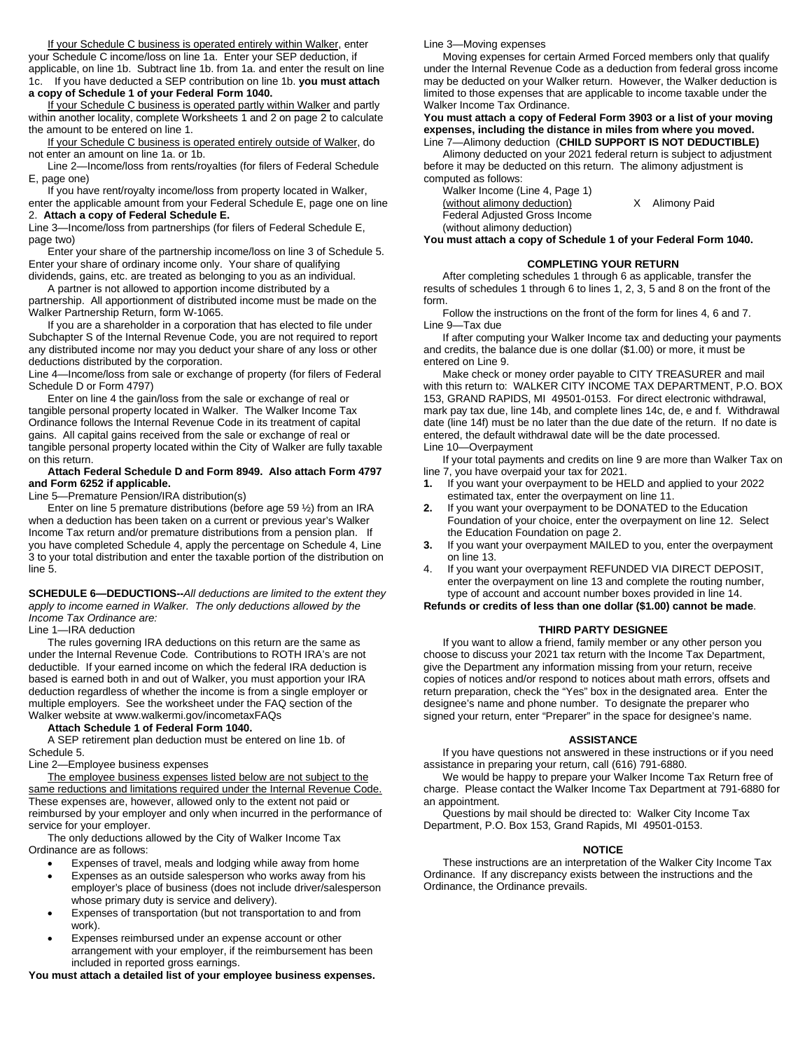If your Schedule C business is operated entirely within Walker, enter your Schedule C income/loss on line 1a. Enter your SEP deduction, if applicable, on line 1b. Subtract line 1b. from 1a. and enter the result on line 1c. If you have deducted a SEP contribution on line 1b. **you must attach a copy of Schedule 1 of your Federal Form 1040.**

If your Schedule C business is operated partly within Walker and partly within another locality, complete Worksheets 1 and 2 on page 2 to calculate the amount to be entered on line 1.

If your Schedule C business is operated entirely outside of Walker, do not enter an amount on line 1a. or 1b.

Line 2—Income/loss from rents/royalties (for filers of Federal Schedule E, page one)

If you have rent/royalty income/loss from property located in Walker, enter the applicable amount from your Federal Schedule E, page one on line 2. **Attach a copy of Federal Schedule E.**

Line 3—Income/loss from partnerships (for filers of Federal Schedule E, page two)

Enter your share of the partnership income/loss on line 3 of Schedule 5. Enter your share of ordinary income only. Your share of qualifying dividends, gains, etc. are treated as belonging to you as an individual.

A partner is not allowed to apportion income distributed by a partnership. All apportionment of distributed income must be made on the Walker Partnership Return, form W-1065.

If you are a shareholder in a corporation that has elected to file under Subchapter S of the Internal Revenue Code, you are not required to report any distributed income nor may you deduct your share of any loss or other deductions distributed by the corporation.

Line 4—Income/loss from sale or exchange of property (for filers of Federal Schedule D or Form 4797)

Enter on line 4 the gain/loss from the sale or exchange of real or tangible personal property located in Walker. The Walker Income Tax Ordinance follows the Internal Revenue Code in its treatment of capital gains. All capital gains received from the sale or exchange of real or tangible personal property located within the City of Walker are fully taxable on this return.

**Attach Federal Schedule D and Form 8949. Also attach Form 4797 and Form 6252 if applicable.**

Line 5—Premature Pension/IRA distribution(s)

Enter on line 5 premature distributions (before age 59 ½) from an IRA when a deduction has been taken on a current or previous year's Walker Income Tax return and/or premature distributions from a pension plan. If you have completed Schedule 4, apply the percentage on Schedule 4, Line 3 to your total distribution and enter the taxable portion of the distribution on line 5.

**SCHEDULE 6—DEDUCTIONS--***All deductions are limited to the extent they apply to income earned in Walker. The only deductions allowed by the Income Tax Ordinance are:*

Line 1—IRA deduction

The rules governing IRA deductions on this return are the same as under the Internal Revenue Code. Contributions to ROTH IRA's are not deductible. If your earned income on which the federal IRA deduction is based is earned both in and out of Walker, you must apportion your IRA deduction regardless of whether the income is from a single employer or multiple employers. See the worksheet under the FAQ section of the Walker website at www.walkermi.gov/incometaxFAQs

**Attach Schedule 1 of Federal Form 1040.**

A SEP retirement plan deduction must be entered on line 1b. of Schedule 5.

Line 2—Employee business expenses

The employee business expenses listed below are not subject to the same reductions and limitations required under the Internal Revenue Code. These expenses are, however, allowed only to the extent not paid or reimbursed by your employer and only when incurred in the performance of service for your employer.

The only deductions allowed by the City of Walker Income Tax Ordinance are as follows:

- Expenses of travel, meals and lodging while away from home
- Expenses as an outside salesperson who works away from his employer's place of business (does not include driver/salesperson whose primary duty is service and delivery).
- Expenses of transportation (but not transportation to and from work).
- Expenses reimbursed under an expense account or other arrangement with your employer, if the reimbursement has been included in reported gross earnings.

**You must attach a detailed list of your employee business expenses.**

Line 3—Moving expenses

Moving expenses for certain Armed Forced members only that qualify under the Internal Revenue Code as a deduction from federal gross income may be deducted on your Walker return. However, the Walker deduction is limited to those expenses that are applicable to income taxable under the Walker Income Tax Ordinance.

**You must attach a copy of Federal Form 3903 or a list of your moving expenses, including the distance in miles from where you moved.**

Line 7—Alimony deduction (**CHILD SUPPORT IS NOT DEDUCTIBLE)**

Alimony deducted on your 2021 federal return is subject to adjustment before it may be deducted on this return. The alimony adjustment is computed as follows:

$$\frac{\text{Walker Income (Line 4, Page 1) (without alimony deduction)}}{\text{Federal Adjusted Gross Income (without alimony deduction)}} \times \text{Alimony Paid}$$

**You must attach a copy of Schedule 1 of your Federal Form 1040.**

## COMPLETING YOUR RETURN

After completing schedules 1 through 6 as applicable, transfer the results of schedules 1 through 6 to lines 1, 2, 3, 5 and 8 on the front of the form.

Follow the instructions on the front of the form for lines 4, 6 and 7.

Line 9—Tax due

If after computing your Walker Income tax and deducting your payments and credits, the balance due is one dollar ($1.00) or more, it must be entered on Line 9.

Make check or money order payable to CITY TREASURER and mail with this return to: WALKER CITY INCOME TAX DEPARTMENT, P.O. BOX 153, GRAND RAPIDS, MI 49501-0153. For direct electronic withdrawal, mark pay tax due, line 14b, and complete lines 14c, de, e and f. Withdrawal date (line 14f) must be no later than the due date of the return. If no date is entered, the default withdrawal date will be the date processed.

Line 10—Overpayment

If your total payments and credits on line 9 are more than Walker Tax on line 7, you have overpaid your tax for 2021.

1. If you want your overpayment to be HELD and applied to your 2022 estimated tax, enter the overpayment on line 11.
2. If you want your overpayment to be DONATED to the Education Foundation of your choice, enter the overpayment on line 12. Select the Education Foundation on page 2.
3. If you want your overpayment MAILED to you, enter the overpayment on line 13.
4. If you want your overpayment REFUNDED VIA DIRECT DEPOSIT, enter the overpayment on line 13 and complete the routing number, type of account and account number boxes provided in line 14.

**Refunds or credits of less than one dollar ($1.00) cannot be made**.

## THIRD PARTY DESIGNEE

If you want to allow a friend, family member or any other person you choose to discuss your 2021 tax return with the Income Tax Department, give the Department any information missing from your return, receive copies of notices and/or respond to notices about math errors, offsets and return preparation, check the "Yes" box in the designated area. Enter the designee's name and phone number. To designate the preparer who signed your return, enter "Preparer" in the space for designee's name.

## ASSISTANCE

If you have questions not answered in these instructions or if you need assistance in preparing your return, call (616) 791-6880.

We would be happy to prepare your Walker Income Tax Return free of charge. Please contact the Walker Income Tax Department at 791-6880 for an appointment.

Questions by mail should be directed to: Walker City Income Tax Department, P.O. Box 153, Grand Rapids, MI 49501-0153.

## NOTICE

These instructions are an interpretation of the Walker City Income Tax Ordinance. If any discrepancy exists between the instructions and the Ordinance, the Ordinance prevails.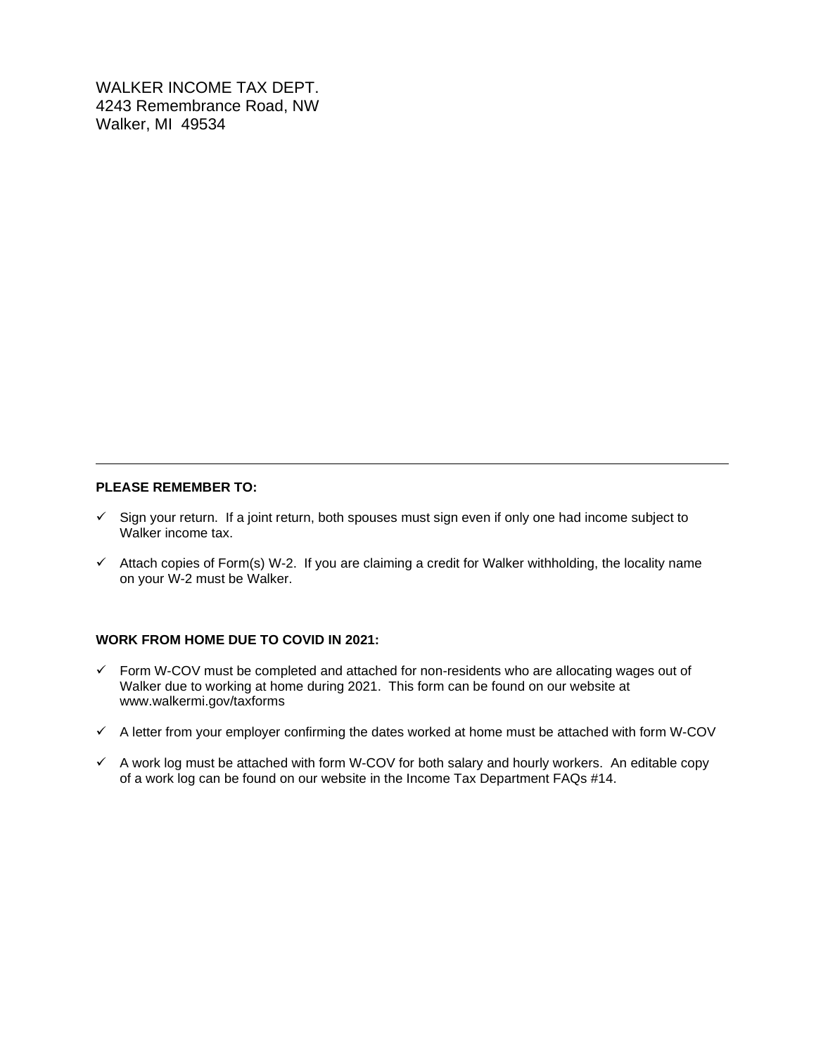WALKER INCOME TAX DEPT.
4243 Remembrance Road, NW
Walker, MI 49534

---

**PLEASE REMEMBER TO:**

- ✓ Sign your return. If a joint return, both spouses must sign even if only one had income subject to Walker income tax.
- ✓ Attach copies of Form(s) W-2. If you are claiming a credit for Walker withholding, the locality name on your W-2 must be Walker.

**WORK FROM HOME DUE TO COVID IN 2021:**

- ✓ Form W-COV must be completed and attached for non-residents who are allocating wages out of Walker due to working at home during 2021. This form can be found on our website at www.walkermi.gov/taxforms
- ✓ A letter from your employer confirming the dates worked at home must be attached with form W-COV
- ✓ A work log must be attached with form W-COV for both salary and hourly workers. An editable copy of a work log can be found on our website in the Income Tax Department FAQs #14.